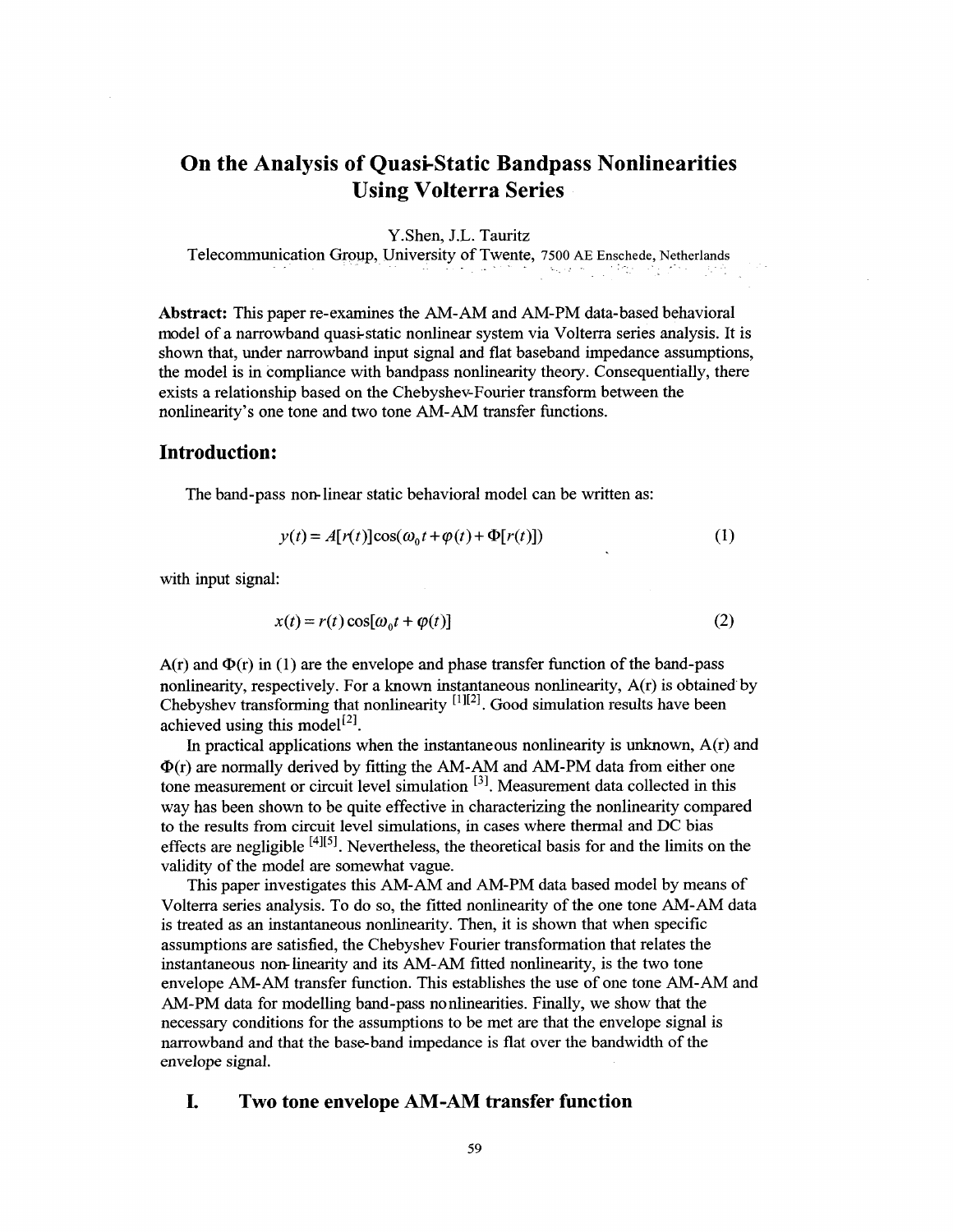# On the Analysis of Quasi-Static Bandpass Nonlinearities Using Volterra Series

Y.Shen, J.L. Tauritz

Telecommunication Group, University of Twente, 7500 AE Enschede, Netherlands

**Abstract:** This paper re-examines the AM-AM and AM-PM data-based behavioral model of a narrowband quasi-static nonlinear system via Volterra series analysis. It is shown that, under narrowband input signal and flat baseband impedance assumptions, the model is in compliance with bandpass nonlinearity theory. Consequentially, there exists a relationship based on the Chebyshev-Fourier transform between the nonlinearity's one tone and two tone AM-AM transfer functions.

## Introduction:

The band-pass non-linear static behavioral model can be written as:

$$y(t) = A[r(t)]\cos(\omega_0 t + \varphi(t) + \Phi[r(t)]) \tag{1}$$

with input signal:

$$x(t) = r(t)\cos[\omega_0 t + \varphi(t)] \tag{2}$$

$A(r)$ and $\Phi(r)$ in (1) are the envelope and phase transfer function of the band-pass nonlinearity, respectively. For a known instantaneous nonlinearity, $A(r)$ is obtained by Chebyshev transforming that nonlinearity [1][2]. Good simulation results have been achieved using this model[2].

In practical applications when the instantaneous nonlinearity is unknown, $A(r)$ and $\Phi(r)$ are normally derived by fitting the AM-AM and AM-PM data from either one tone measurement or circuit level simulation [3]. Measurement data collected in this way has been shown to be quite effective in characterizing the nonlinearity compared to the results from circuit level simulations, in cases where thermal and DC bias effects are negligible [4][5]. Nevertheless, the theoretical basis for and the limits on the validity of the model are somewhat vague.

This paper investigates this AM-AM and AM-PM data based model by means of Volterra series analysis. To do so, the fitted nonlinearity of the one tone AM-AM data is treated as an instantaneous nonlinearity. Then, it is shown that when specific assumptions are satisfied, the Chebyshev Fourier transformation that relates the instantaneous non-linearity and its AM-AM fitted nonlinearity, is the two tone envelope AM-AM transfer function. This establishes the use of one tone AM-AM and AM-PM data for modelling band-pass nonlinearities. Finally, we show that the necessary conditions for the assumptions to be met are that the envelope signal is narrowband and that the base-band impedance is flat over the bandwidth of the envelope signal.

## I. Two tone envelope AM-AM transfer function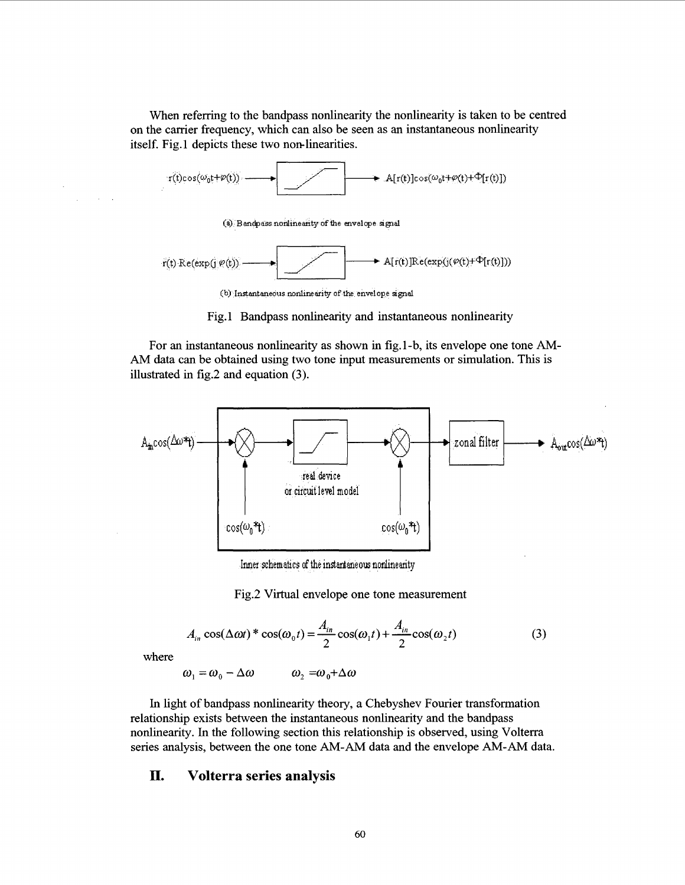When referring to the bandpass nonlinearity the nonlinearity is taken to be centred on the carrier frequency, which can also be seen as an instantaneous nonlinearity itself. Fig.1 depicts these two non-linearities.

(a) Bandpass nonlinearity of the envelope signal

(b) Instantaneous nonlinearity of the envelope signal

Fig.1 Bandpass nonlinearity and instantaneous nonlinearity

For an instantaneous nonlinearity as shown in fig.1-b, its envelope one tone AM-AM data can be obtained using two tone input measurements or simulation. This is illustrated in fig.2 and equation (3).

Inner schematics of the instantaneous nonlinearity

Fig.2 Virtual envelope one tone measurement

$$A_{in}\cos(\Delta\omega t) * \cos(\omega_0 t) = \frac{A_{in}}{2}\cos(\omega_1 t) + \frac{A_{in}}{2}\cos(\omega_2 t) \tag{3}$$

where

$$\omega_1 = \omega_0 - \Delta\omega \qquad \omega_2 = \omega_0 + \Delta\omega$$

In light of bandpass nonlinearity theory, a Chebyshev Fourier transformation relationship exists between the instantaneous nonlinearity and the bandpass nonlinearity. In the following section this relationship is observed, using Volterra series analysis, between the one tone AM-AM data and the envelope AM-AM data.

## II. Volterra series analysis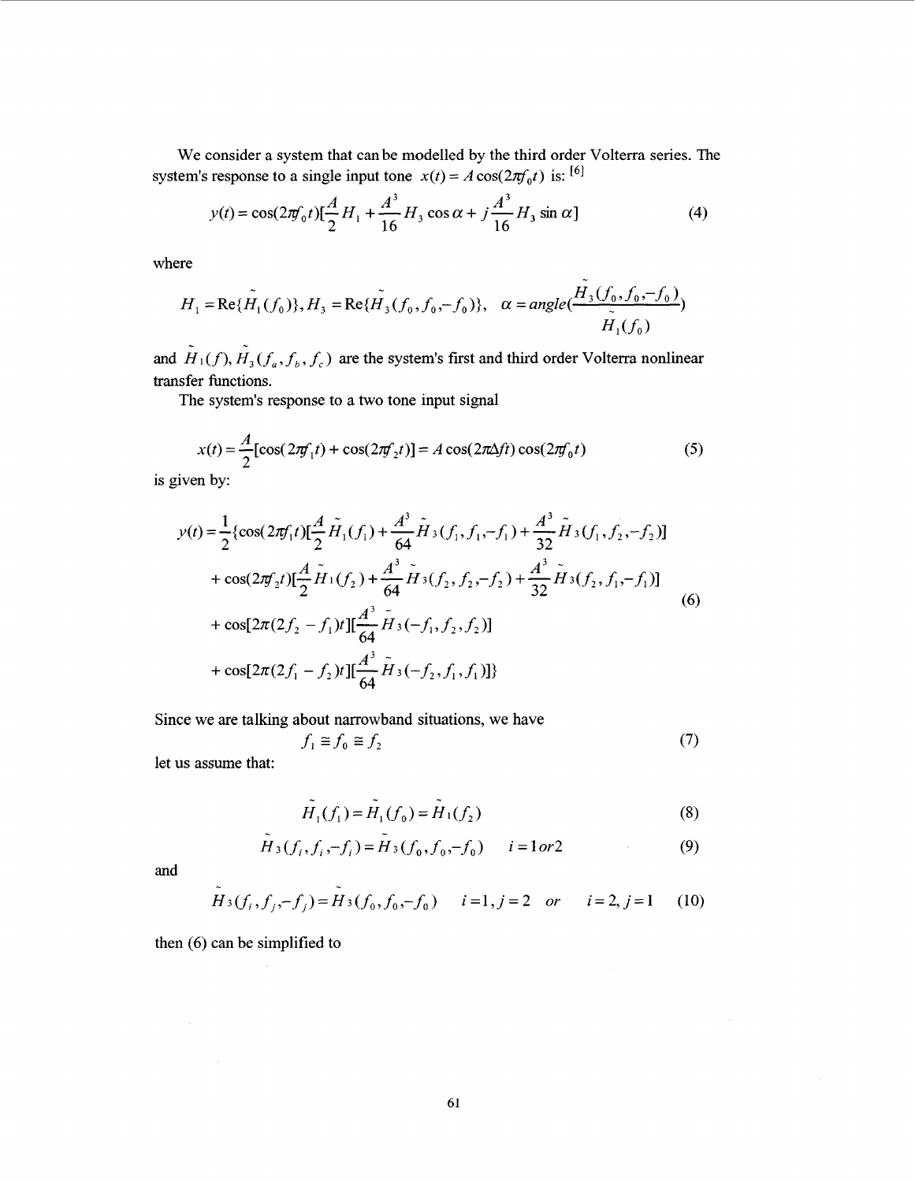We consider a system that can be modelled by the third order Volterra series. The system's response to a single input tone $x(t) = A\cos(2\pi f_0 t)$ is: [6]

$$y(t) = \cos(2\pi f_0 t)[\frac{A}{2}H_1 + \frac{A^3}{16}H_3\cos\alpha + j\frac{A^3}{16}H_3\sin\alpha] \tag{4}$$

where

$$H_1 = \text{Re}\{\tilde{H}_1(f_0)\}, H_3 = \text{Re}\{\tilde{H}_3(f_0, f_0, -f_0)\}, \quad \alpha = angle(\frac{\tilde{H}_3(f_0, f_0, -f_0)}{\tilde{H}_1(f_0)})$$

and $\tilde{H}_1(f)$, $\tilde{H}_3(f_a, f_b, f_c)$ are the system's first and third order Volterra nonlinear transfer functions.

The system's response to a two tone input signal

$$x(t) = \frac{A}{2}[\cos(2\pi f_1 t) + \cos(2\pi f_2 t)] = A\cos(2\pi\Delta f t)\cos(2\pi f_0 t) \tag{5}$$

is given by:

$$\begin{aligned}
y(t) = \frac{1}{2}\{&\cos(2\pi f_1 t)[\frac{A}{2}\tilde{H}_1(f_1) + \frac{A^3}{64}\tilde{H}_3(f_1, f_1, -f_1) + \frac{A^3}{32}\tilde{H}_3(f_1, f_2, -f_2)] \\
&+ \cos(2\pi f_2 t)[\frac{A}{2}\tilde{H}_1(f_2) + \frac{A^3}{64}\tilde{H}_3(f_2, f_2, -f_2) + \frac{A^3}{32}\tilde{H}_3(f_2, f_1, -f_1)] \\
&+ \cos[2\pi(2f_2 - f_1)t][\frac{A^3}{64}\tilde{H}_3(-f_1, f_2, f_2)] \\
&+ \cos[2\pi(2f_1 - f_2)t][\frac{A^3}{64}\tilde{H}_3(-f_2, f_1, f_1)]\}
\end{aligned} \tag{6}$$

Since we are talking about narrowband situations, we have

$$f_1 \cong f_0 \cong f_2 \tag{7}$$

let us assume that:

$$\tilde{H}_1(f_1) = \tilde{H}_1(f_0) = \tilde{H}_1(f_2) \tag{8}$$

$$\tilde{H}_3(f_i, f_i, -f_i) = \tilde{H}_3(f_0, f_0, -f_0) \qquad i = 1 or 2 \tag{9}$$

and

$$\tilde{H}_3(f_i, f_j, -f_j) = \tilde{H}_3(f_0, f_0, -f_0) \qquad i = 1, j = 2 \quad or \quad i = 2, j = 1 \tag{10}$$

then (6) can be simplified to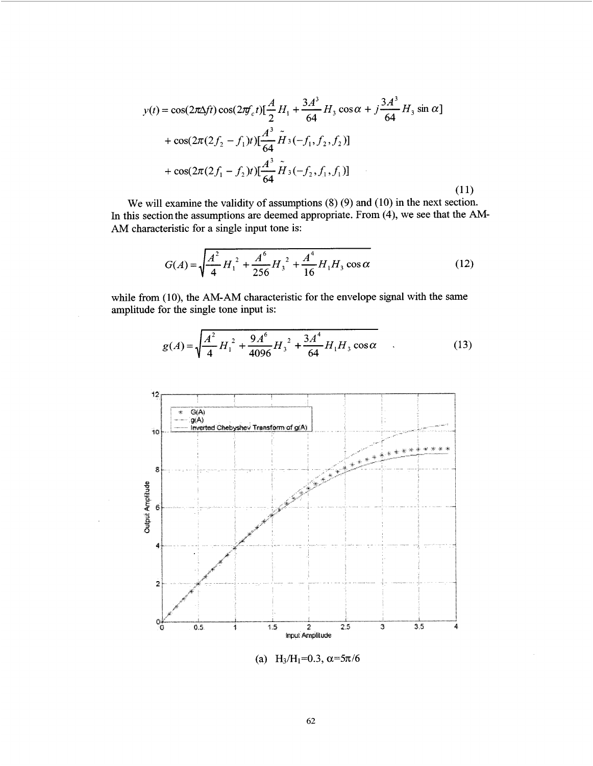$$y(t) = \cos(2\pi\Delta f t)\cos(2\pi f_c t)[\frac{A}{2}H_1 + \frac{3A^3}{64}H_3\cos\alpha + j\frac{3A^3}{64}H_3\sin\alpha]$$
$$+ \cos(2\pi(2f_2 - f_1)t)[\frac{A^3}{64}\tilde{H}_3(-f_1, f_2, f_2)]$$
$$+ \cos(2\pi(2f_1 - f_2)t)[\frac{A^3}{64}\tilde{H}_3(-f_2, f_1, f_1)] \tag{11}$$

We will examine the validity of assumptions (8) (9) and (10) in the next section. In this section the assumptions are deemed appropriate. From (4), we see that the AM-AM characteristic for a single input tone is:

$$G(A) = \sqrt{\frac{A^2}{4}H_1^2 + \frac{A^6}{256}H_3^2 + \frac{A^4}{16}H_1 H_3\cos\alpha} \tag{12}$$

while from (10), the AM-AM characteristic for the envelope signal with the same amplitude for the single tone input is:

$$g(A) = \sqrt{\frac{A^2}{4}H_1^2 + \frac{9A^6}{4096}H_3^2 + \frac{3A^4}{64}H_1 H_3\cos\alpha} \tag{13}$$

(a) $H_3/H_1=0.3$, $\alpha=5\pi/6$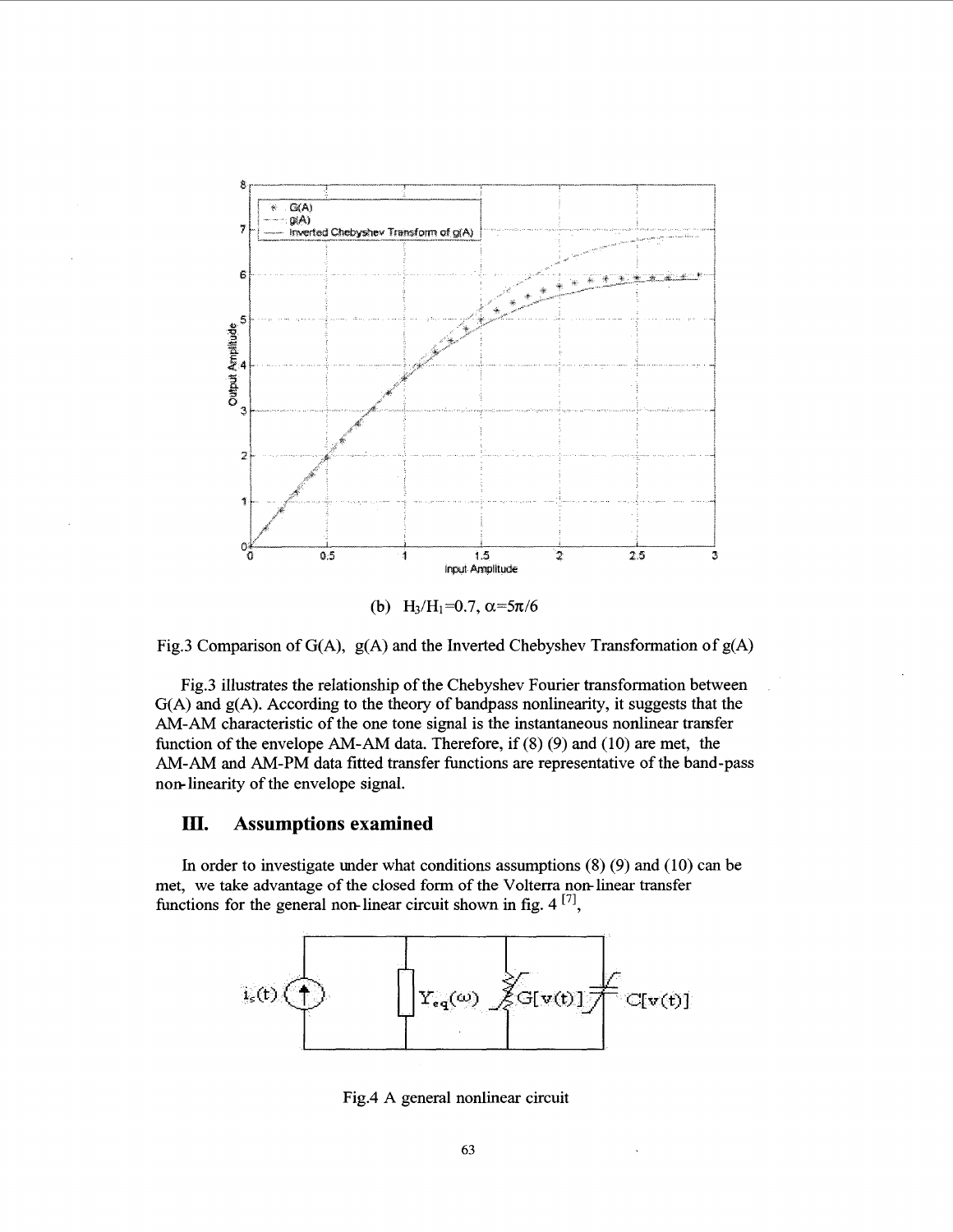(b) $H_3/H_1=0.7$, $\alpha=5\pi/6$

Fig.3 Comparison of G(A), g(A) and the Inverted Chebyshev Transformation of g(A)

Fig.3 illustrates the relationship of the Chebyshev Fourier transformation between G(A) and g(A). According to the theory of bandpass nonlinearity, it suggests that the AM-AM characteristic of the one tone signal is the instantaneous nonlinear transfer function of the envelope AM-AM data. Therefore, if (8) (9) and (10) are met, the AM-AM and AM-PM data fitted transfer functions are representative of the band-pass non-linearity of the envelope signal.

## III. Assumptions examined

In order to investigate under what conditions assumptions (8) (9) and (10) can be met, we take advantage of the closed form of the Volterra non-linear transfer functions for the general non-linear circuit shown in fig. 4 [7],

Fig.4 A general nonlinear circuit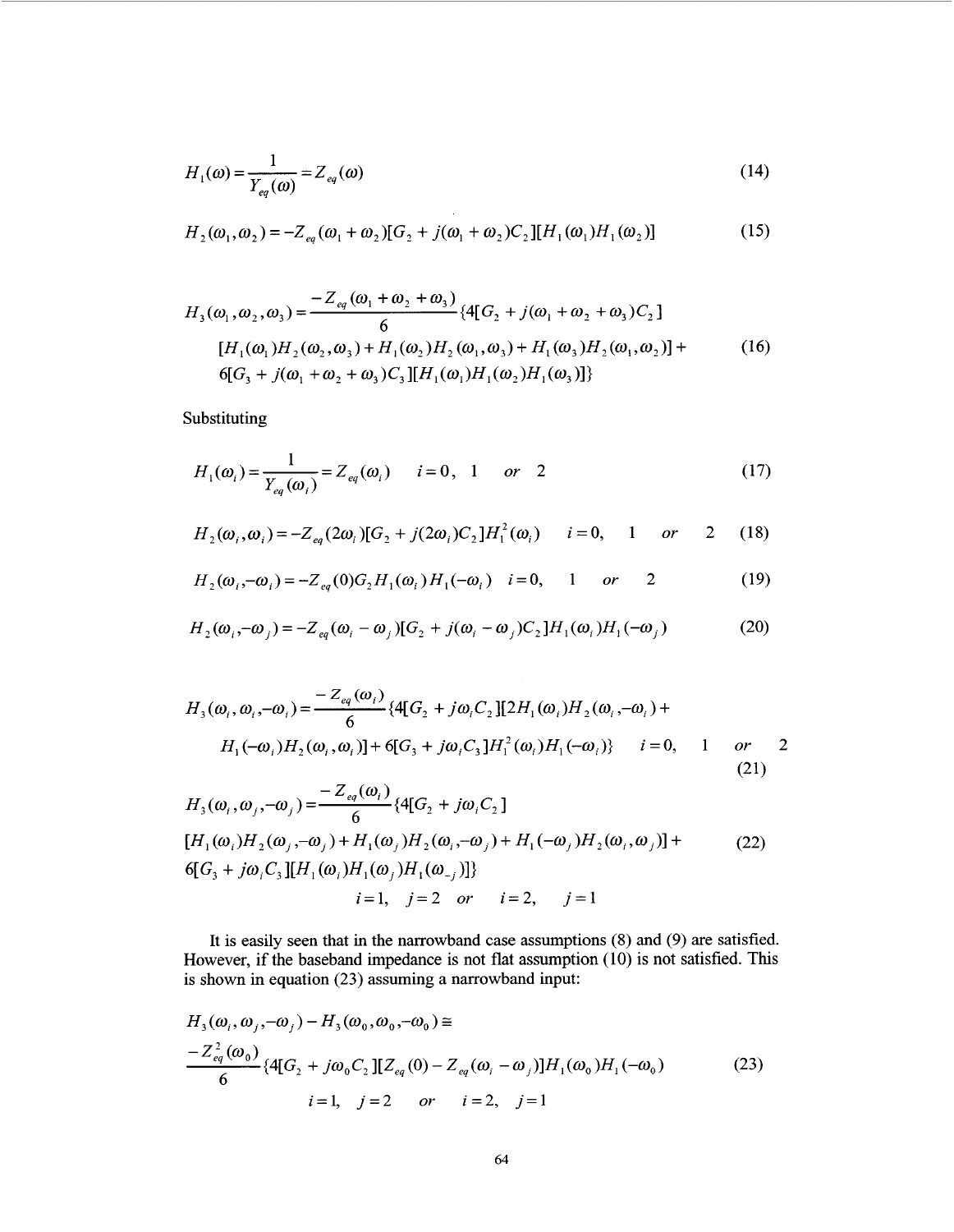$$H_1(\omega) = \frac{1}{Y_{eq}(\omega)} = Z_{eq}(\omega) \tag{14}$$

$$H_2(\omega_1, \omega_2) = -Z_{eq}(\omega_1 + \omega_2)[G_2 + j(\omega_1 + \omega_2)C_2][H_1(\omega_1)H_1(\omega_2)] \tag{15}$$

$$\begin{aligned} H_3(\omega_1, \omega_2, \omega_3) = \frac{-Z_{eq}(\omega_1 + \omega_2 + \omega_3)}{6}\{4[G_2 + j(\omega_1 + \omega_2 + \omega_3)C_2] \\ [H_1(\omega_1)H_2(\omega_2, \omega_3) + H_1(\omega_2)H_2(\omega_1, \omega_3) + H_1(\omega_3)H_2(\omega_1, \omega_2)] + \\ 6[G_3 + j(\omega_1 + \omega_2 + \omega_3)C_3][H_1(\omega_1)H_1(\omega_2)H_1(\omega_3)]\} \end{aligned} \tag{16}$$

Substituting

$$H_1(\omega_i) = \frac{1}{Y_{eq}(\omega_i)} = Z_{eq}(\omega_i) \qquad i = 0,\ 1 \quad or \quad 2 \tag{17}$$

$$H_2(\omega_i, \omega_i) = -Z_{eq}(2\omega_i)[G_2 + j(2\omega_i)C_2]H_1^2(\omega_i) \qquad i = 0, \quad 1 \quad or \quad 2 \tag{18}$$

$$H_2(\omega_i, -\omega_i) = -Z_{eq}(0)G_2 H_1(\omega_i)H_1(-\omega_i) \quad i = 0, \quad 1 \quad or \quad 2 \tag{19}$$

$$H_2(\omega_i, -\omega_j) = -Z_{eq}(\omega_i - \omega_j)[G_2 + j(\omega_i - \omega_j)C_2]H_1(\omega_i)H_1(-\omega_j) \tag{20}$$

$$\begin{aligned} H_3(\omega_i, \omega_i, -\omega_i) = \frac{-Z_{eq}(\omega_i)}{6}\{4[G_2 + j\omega_i C_2][2H_1(\omega_i)H_2(\omega_i, -\omega_i) + \\ H_1(-\omega_i)H_2(\omega_i, \omega_i)] + 6[G_3 + j\omega_i C_3]H_1^2(\omega_i)H_1(-\omega_i)\} \qquad i = 0, \quad 1 \quad or \quad 2 \end{aligned} \tag{21}$$

$$\begin{aligned} H_3(\omega_i, \omega_j, -\omega_j) = \frac{-Z_{eq}(\omega_i)}{6}\{4[G_2 + j\omega_i C_2] \\ [H_1(\omega_i)H_2(\omega_j, -\omega_j) + H_1(\omega_j)H_2(\omega_i, -\omega_j) + H_1(-\omega_j)H_2(\omega_i, \omega_j)] + \\ 6[G_3 + j\omega_i C_3][H_1(\omega_i)H_1(\omega_j)H_1(\omega_{-j})]\} \\ i = 1, \quad j = 2 \quad or \quad i = 2, \quad j = 1 \end{aligned} \tag{22}$$

It is easily seen that in the narrowband case assumptions (8) and (9) are satisfied. However, if the baseband impedance is not flat assumption (10) is not satisfied. This is shown in equation (23) assuming a narrowband input:

$$\begin{aligned} H_3(\omega_i, \omega_j, -\omega_j) - H_3(\omega_0, \omega_0, -\omega_0) \cong \\ \frac{-Z_{eq}^2(\omega_0)}{6}\{4[G_2 + j\omega_0 C_2][Z_{eq}(0) - Z_{eq}(\omega_i - \omega_j)]H_1(\omega_0)H_1(-\omega_0) \\ i = 1, \quad j = 2 \quad or \quad i = 2, \quad j = 1 \end{aligned} \tag{23}$$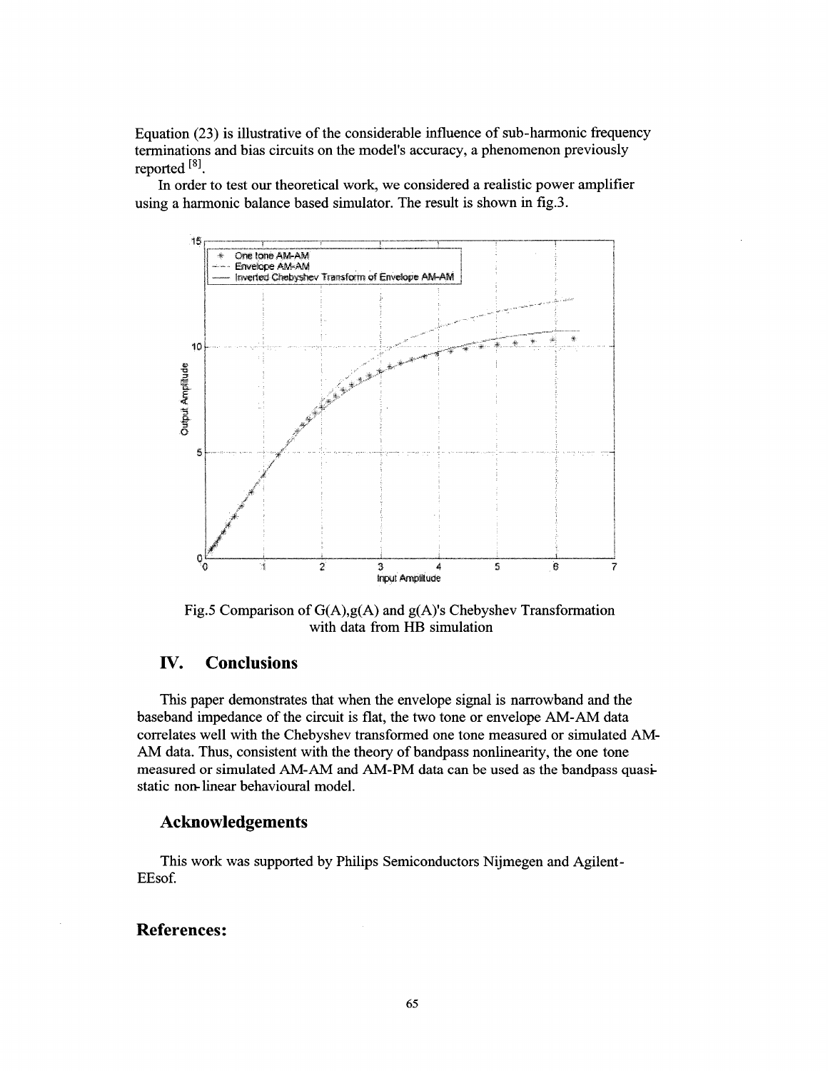Equation (23) is illustrative of the considerable influence of sub-harmonic frequency terminations and bias circuits on the model's accuracy, a phenomenon previously reported [8].

In order to test our theoretical work, we considered a realistic power amplifier using a harmonic balance based simulator. The result is shown in fig.3.

Fig.5 Comparison of G(A),g(A) and g(A)'s Chebyshev Transformation with data from HB simulation

## IV. Conclusions

This paper demonstrates that when the envelope signal is narrowband and the baseband impedance of the circuit is flat, the two tone or envelope AM-AM data correlates well with the Chebyshev transformed one tone measured or simulated AM-AM data. Thus, consistent with the theory of bandpass nonlinearity, the one tone measured or simulated AM-AM and AM-PM data can be used as the bandpass quasi-static non-linear behavioural model.

## Acknowledgements

This work was supported by Philips Semiconductors Nijmegen and Agilent-EEsof.

## References: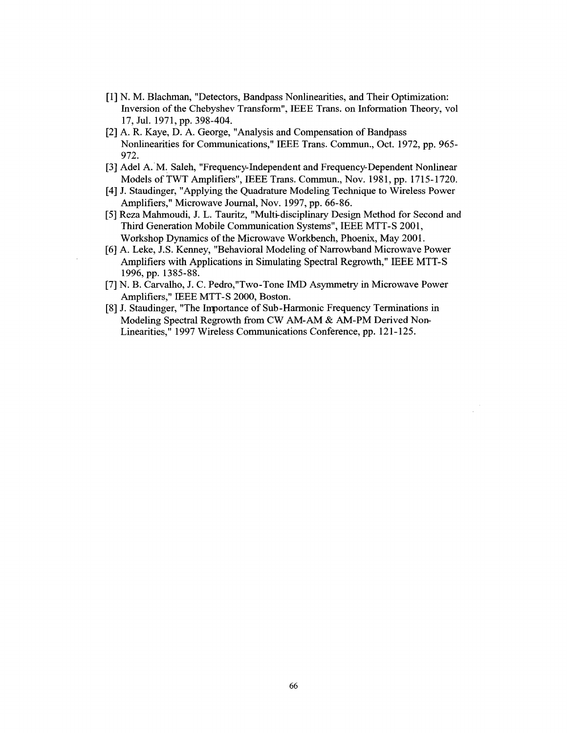[1] N. M. Blachman, "Detectors, Bandpass Nonlinearities, and Their Optimization: Inversion of the Chebyshev Transform", IEEE Trans. on Information Theory, vol 17, Jul. 1971, pp. 398-404.

[2] A. R. Kaye, D. A. George, "Analysis and Compensation of Bandpass Nonlinearities for Communications," IEEE Trans. Commun., Oct. 1972, pp. 965-972.

[3] Adel A. M. Saleh, "Frequency-Independent and Frequency-Dependent Nonlinear Models of TWT Amplifiers", IEEE Trans. Commun., Nov. 1981, pp. 1715-1720.

[4] J. Staudinger, "Applying the Quadrature Modeling Technique to Wireless Power Amplifiers," Microwave Journal, Nov. 1997, pp. 66-86.

[5] Reza Mahmoudi, J. L. Tauritz, "Multi-disciplinary Design Method for Second and Third Generation Mobile Communication Systems", IEEE MTT-S 2001, Workshop Dynamics of the Microwave Workbench, Phoenix, May 2001.

[6] A. Leke, J.S. Kenney, "Behavioral Modeling of Narrowband Microwave Power Amplifiers with Applications in Simulating Spectral Regrowth," IEEE MTT-S 1996, pp. 1385-88.

[7] N. B. Carvalho, J. C. Pedro,"Two-Tone IMD Asymmetry in Microwave Power Amplifiers," IEEE MTT-S 2000, Boston.

[8] J. Staudinger, "The Importance of Sub-Harmonic Frequency Terminations in Modeling Spectral Regrowth from CW AM-AM & AM-PM Derived Non-Linearities," 1997 Wireless Communications Conference, pp. 121-125.